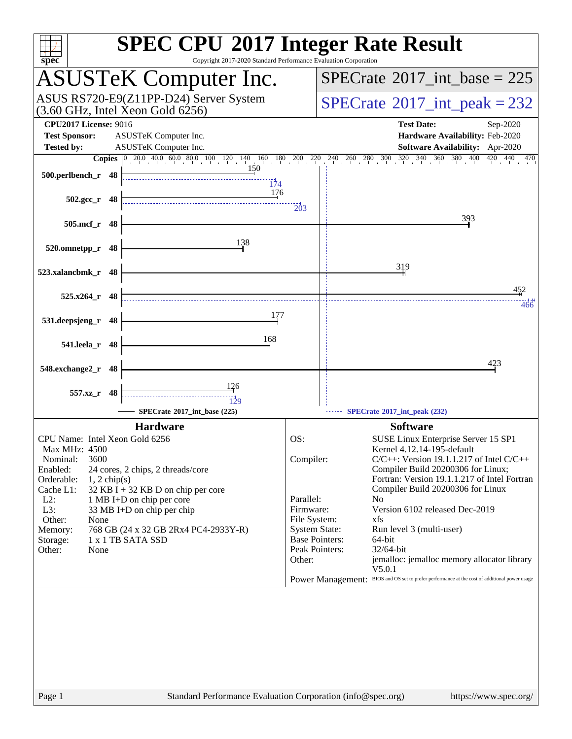# SPEC CPU 2017 Integer Rate Result

Copyright 2017-2020 Standard Performance Evaluation Corporation

## ASUSTeK Computer Inc.

ASUS RS720-E9(Z11PP-D24) Server System
(3.60 GHz, Intel Xeon Gold 6256)

**SPECrate 2017_int_base = 225**

**SPECrate 2017_int_peak = 232**

**CPU2017 License:** 9016
**Test Sponsor:** ASUSTeK Computer Inc.
**Tested by:** ASUSTeK Computer Inc.

**Test Date:** Sep-2020
**Hardware Availability:** Feb-2020
**Software Availability:** Apr-2020

| Benchmark | Copies | Base | Peak |
|---|---|---|---|
| 500.perlbench_r | 48 | 150 | 174 |
| 502.gcc_r | 48 | 176 | 203 |
| 505.mcf_r | 48 | 393 | |
| 520.omnetpp_r | 48 | 138 | |
| 523.xalancbmk_r | 48 | 319 | |
| 525.x264_r | 48 | 452 | 466 |
| 531.deepsjeng_r | 48 | 177 | |
| 541.leela_r | 48 | 168 | |
| 548.exchange2_r | 48 | 423 | |
| 557.xz_r | 48 | 126 | 129 |

SPECrate 2017_int_base (225)
SPECrate 2017_int_peak (232)

## Hardware

| | |
|---|---|
| CPU Name: | Intel Xeon Gold 6256 |
| Max MHz: | 4500 |
| Nominal: | 3600 |
| Enabled: | 24 cores, 2 chips, 2 threads/core |
| Orderable: | 1, 2 chip(s) |
| Cache L1: | 32 KB I + 32 KB D on chip per core |
| L2: | 1 MB I+D on chip per core |
| L3: | 33 MB I+D on chip per chip |
| Other: | None |
| Memory: | 768 GB (24 x 32 GB 2Rx4 PC4-2933Y-R) |
| Storage: | 1 x 1 TB SATA SSD |
| Other: | None |

## Software

| | |
|---|---|
| OS: | SUSE Linux Enterprise Server 15 SP1 Kernel 4.12.14-195-default |
| Compiler: | C/C++: Version 19.1.1.217 of Intel C/C++ Compiler Build 20200306 for Linux; Fortran: Version 19.1.1.217 of Intel Fortran Compiler Build 20200306 for Linux |
| Parallel: | No |
| Firmware: | Version 6102 released Dec-2019 |
| File System: | xfs |
| System State: | Run level 3 (multi-user) |
| Base Pointers: | 64-bit |
| Peak Pointers: | 32/64-bit |
| Other: | jemalloc: jemalloc memory allocator library V5.0.1 |
| Power Management: | BIOS and OS set to prefer performance at the cost of additional power usage |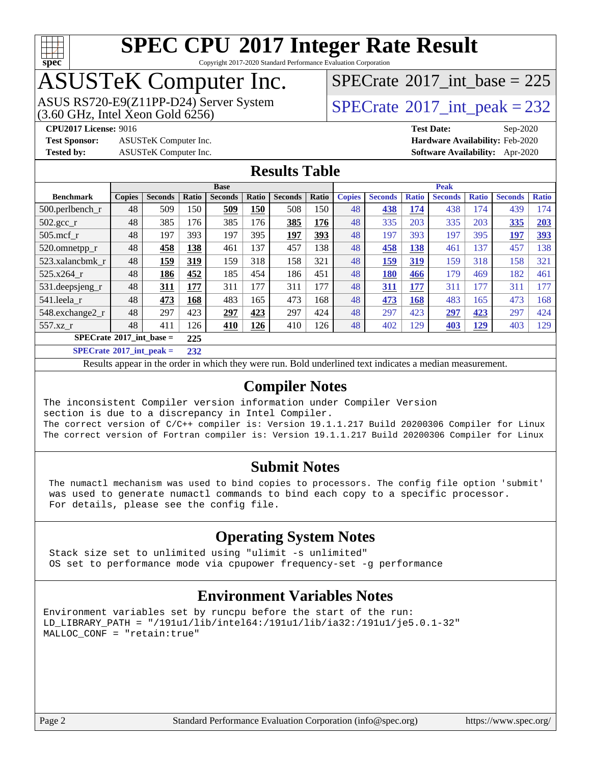# SPEC CPU 2017 Integer Rate Result

Copyright 2017-2020 Standard Performance Evaluation Corporation

# ASUSTeK Computer Inc.

ASUS RS720-E9(Z11PP-D24) Server System
(3.60 GHz, Intel Xeon Gold 6256)

SPECrate 2017_int_base = 225

SPECrate 2017_int_peak = 232

**CPU2017 License:** 9016
**Test Sponsor:** ASUSTeK Computer Inc.
**Tested by:** ASUSTeK Computer Inc.

**Test Date:** Sep-2020
**Hardware Availability:** Feb-2020
**Software Availability:** Apr-2020

## Results Table

| Benchmark | Base | | | | | | | Peak | | | | | | |
|---|---|---|---|---|---|---|---|---|---|---|---|---|---|---|
| | Copies | Seconds | Ratio | Seconds | Ratio | Seconds | Ratio | Copies | Seconds | Ratio | Seconds | Ratio | Seconds | Ratio |
| 500.perlbench_r | 48 | 509 | 150 | **509** | **150** | 508 | 150 | 48 | **438** | **174** | 438 | 174 | 439 | 174 |
| 502.gcc_r | 48 | 385 | 176 | 385 | 176 | **385** | **176** | 48 | 335 | 203 | 335 | 203 | **335** | **203** |
| 505.mcf_r | 48 | 197 | 393 | 197 | 395 | **197** | **393** | 48 | 197 | 393 | 197 | 395 | **197** | **393** |
| 520.omnetpp_r | 48 | **458** | **138** | 461 | 137 | 457 | 138 | 48 | **458** | **138** | 461 | 137 | 457 | 138 |
| 523.xalancbmk_r | 48 | **159** | **319** | 159 | 318 | 158 | 321 | 48 | **159** | **319** | 159 | 318 | 158 | 321 |
| 525.x264_r | 48 | **186** | **452** | 185 | 454 | 186 | 451 | 48 | **180** | **466** | 179 | 469 | 182 | 461 |
| 531.deepsjeng_r | 48 | **311** | **177** | 311 | 177 | 311 | 177 | 48 | **311** | **177** | 311 | 177 | 311 | 177 |
| 541.leela_r | 48 | **473** | **168** | 483 | 165 | 473 | 168 | 48 | **473** | **168** | 483 | 165 | 473 | 168 |
| 548.exchange2_r | 48 | 297 | 423 | **297** | **423** | 297 | 424 | 48 | 297 | 423 | **297** | **423** | 297 | 424 |
| 557.xz_r | 48 | 411 | 126 | **410** | **126** | 410 | 126 | 48 | 402 | 129 | **403** | **129** | 403 | 129 |
| SPECrate 2017_int_base = | | | 225 | | | | | | | | | | | |
| SPECrate 2017_int_peak = | | | 232 | | | | | | | | | | | |

Results appear in the order in which they were run. Bold underlined text indicates a median measurement.

## Compiler Notes

```
The inconsistent Compiler version information under Compiler Version
section is due to a discrepancy in Intel Compiler.
The correct version of C/C++ compiler is: Version 19.1.1.217 Build 20200306 Compiler for Linux
The correct version of Fortran compiler is: Version 19.1.1.217 Build 20200306 Compiler for Linux
```

## Submit Notes

```
The numactl mechanism was used to bind copies to processors. The config file option 'submit'
was used to generate numactl commands to bind each copy to a specific processor.
For details, please see the config file.
```

## Operating System Notes

```
Stack size set to unlimited using "ulimit -s unlimited"
OS set to performance mode via cpupower frequency-set -g performance
```

## Environment Variables Notes

```
Environment variables set by runcpu before the start of the run:
LD_LIBRARY_PATH = "/191u1/lib/intel64:/191u1/lib/ia32:/191u1/je5.0.1-32"
MALLOC_CONF = "retain:true"
```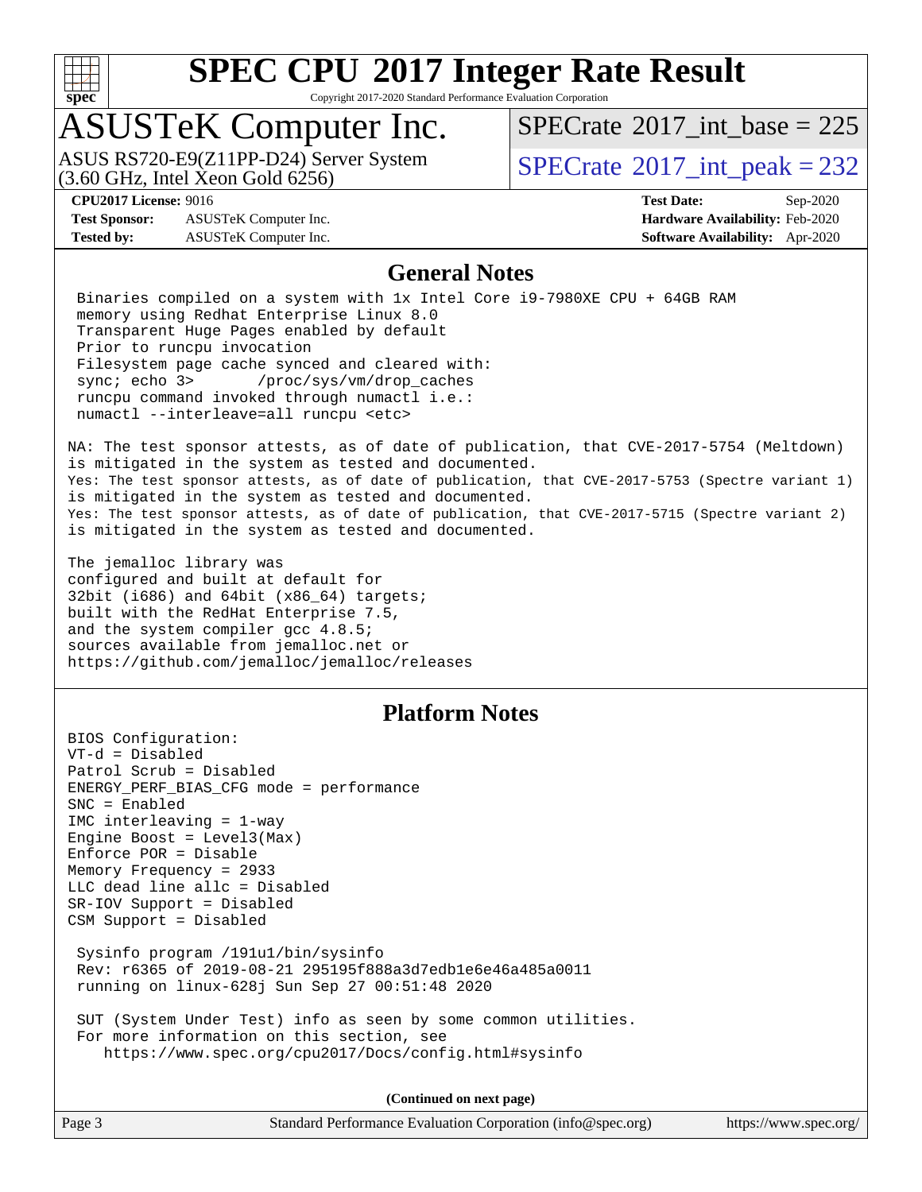# SPEC CPU 2017 Integer Rate Result

Copyright 2017-2020 Standard Performance Evaluation Corporation

## ASUSTeK Computer Inc.

ASUS RS720-E9(Z11PP-D24) Server System (3.60 GHz, Intel Xeon Gold 6256)

SPECrate 2017_int_base = 225

SPECrate 2017_int_peak = 232

**CPU2017 License:** 9016
**Test Sponsor:** ASUSTeK Computer Inc.
**Tested by:** ASUSTeK Computer Inc.

**Test Date:** Sep-2020
**Hardware Availability:** Feb-2020
**Software Availability:** Apr-2020

## General Notes

```
 Binaries compiled on a system with 1x Intel Core i9-7980XE CPU + 64GB RAM
 memory using Redhat Enterprise Linux 8.0
 Transparent Huge Pages enabled by default
 Prior to runcpu invocation
 Filesystem page cache synced and cleared with:
 sync; echo 3>       /proc/sys/vm/drop_caches
 runcpu command invoked through numactl i.e.:
 numactl --interleave=all runcpu <etc>
```

NA: The test sponsor attests, as of date of publication, that CVE-2017-5754 (Meltdown) is mitigated in the system as tested and documented.
Yes: The test sponsor attests, as of date of publication, that CVE-2017-5753 (Spectre variant 1) is mitigated in the system as tested and documented.
Yes: The test sponsor attests, as of date of publication, that CVE-2017-5715 (Spectre variant 2) is mitigated in the system as tested and documented.

The jemalloc library was configured and built at default for 32bit (i686) and 64bit (x86_64) targets; built with the RedHat Enterprise 7.5, and the system compiler gcc 4.8.5; sources available from jemalloc.net or https://github.com/jemalloc/jemalloc/releases

## Platform Notes

```
BIOS Configuration:
VT-d = Disabled
Patrol Scrub = Disabled
ENERGY_PERF_BIAS_CFG mode = performance
SNC = Enabled
IMC interleaving = 1-way
Engine Boost = Level3(Max)
Enforce POR = Disable
Memory Frequency = 2933
LLC dead line allc = Disabled
SR-IOV Support = Disabled
CSM Support = Disabled

 Sysinfo program /191u1/bin/sysinfo
 Rev: r6365 of 2019-08-21 295195f888a3d7edb1e6e46a485a0011
 running on linux-628j Sun Sep 27 00:51:48 2020

 SUT (System Under Test) info as seen by some common utilities.
 For more information on this section, see
    https://www.spec.org/cpu2017/Docs/config.html#sysinfo
```

(Continued on next page)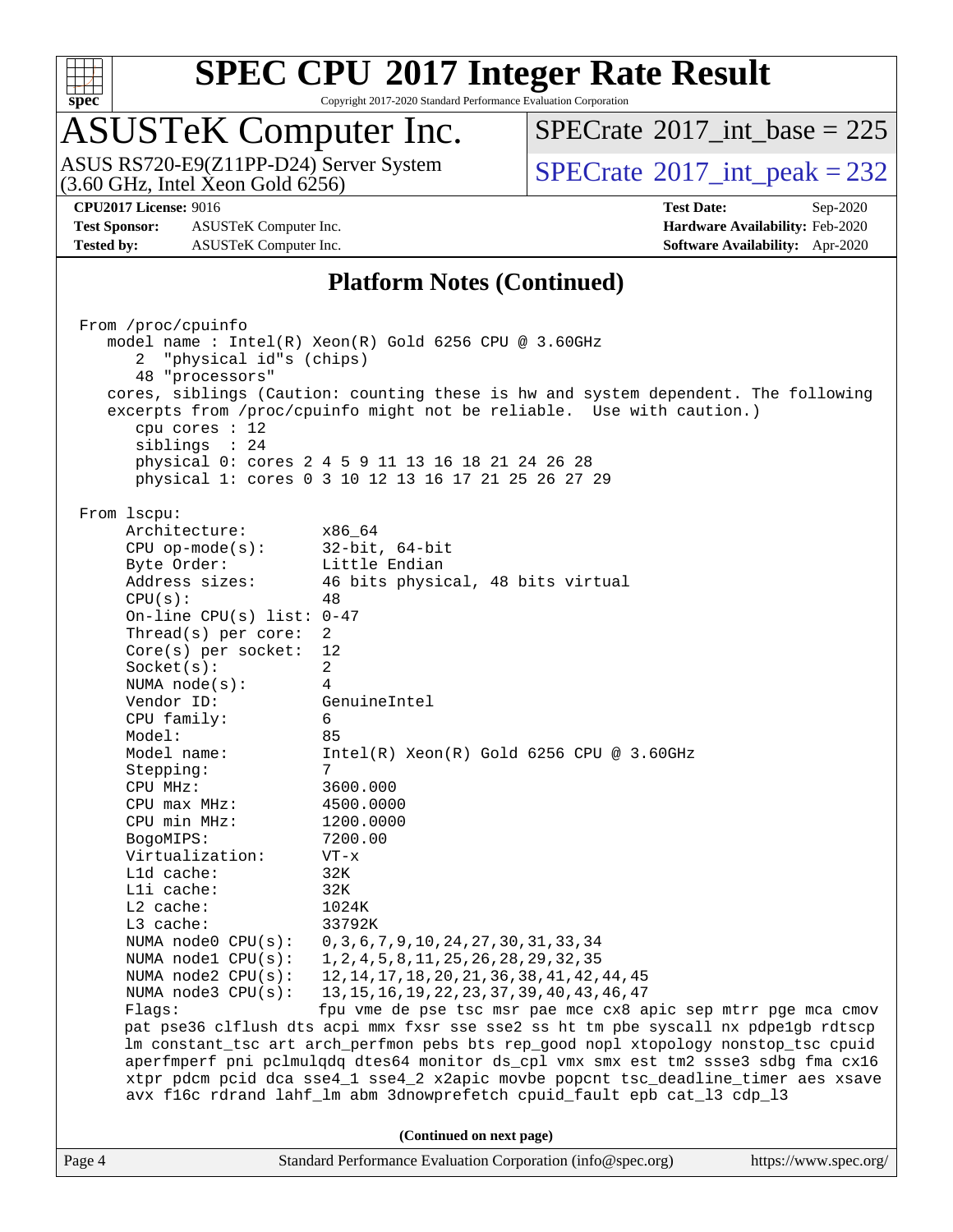# SPEC CPU 2017 Integer Rate Result

Copyright 2017-2020 Standard Performance Evaluation Corporation

## ASUSTeK Computer Inc.

ASUS RS720-E9(Z11PP-D24) Server System
(3.60 GHz, Intel Xeon Gold 6256)

SPECrate 2017_int_base = 225

SPECrate 2017_int_peak = 232

**CPU2017 License:** 9016
**Test Sponsor:** ASUSTeK Computer Inc.
**Tested by:** ASUSTeK Computer Inc.

**Test Date:** Sep-2020
**Hardware Availability:** Feb-2020
**Software Availability:** Apr-2020

## Platform Notes (Continued)

```
From /proc/cpuinfo
   model name : Intel(R) Xeon(R) Gold 6256 CPU @ 3.60GHz
      2  "physical id"s (chips)
      48 "processors"
   cores, siblings (Caution: counting these is hw and system dependent. The following
   excerpts from /proc/cpuinfo might not be reliable.  Use with caution.)
      cpu cores : 12
      siblings  : 24
      physical 0: cores 2 4 5 9 11 13 16 18 21 24 26 28
      physical 1: cores 0 3 10 12 13 16 17 21 25 26 27 29

From lscpu:
     Architecture:        x86_64
     CPU op-mode(s):      32-bit, 64-bit
     Byte Order:          Little Endian
     Address sizes:       46 bits physical, 48 bits virtual
     CPU(s):              48
     On-line CPU(s) list: 0-47
     Thread(s) per core:  2
     Core(s) per socket:  12
     Socket(s):           2
     NUMA node(s):        4
     Vendor ID:           GenuineIntel
     CPU family:          6
     Model:               85
     Model name:          Intel(R) Xeon(R) Gold 6256 CPU @ 3.60GHz
     Stepping:            7
     CPU MHz:             3600.000
     CPU max MHz:         4500.0000
     CPU min MHz:         1200.0000
     BogoMIPS:            7200.00
     Virtualization:      VT-x
     L1d cache:           32K
     L1i cache:           32K
     L2 cache:            1024K
     L3 cache:            33792K
     NUMA node0 CPU(s):   0,3,6,7,9,10,24,27,30,31,33,34
     NUMA node1 CPU(s):   1,2,4,5,8,11,25,26,28,29,32,35
     NUMA node2 CPU(s):   12,14,17,18,20,21,36,38,41,42,44,45
     NUMA node3 CPU(s):   13,15,16,19,22,23,37,39,40,43,46,47
     Flags:               fpu vme de pse tsc msr pae mce cx8 apic sep mtrr pge mca cmov
     pat pse36 clflush dts acpi mmx fxsr sse sse2 ss ht tm pbe syscall nx pdpe1gb rdtscp
     lm constant_tsc art arch_perfmon pebs bts rep_good nopl xtopology nonstop_tsc cpuid
     aperfmperf pni pclmulqdq dtes64 monitor ds_cpl vmx smx est tm2 ssse3 sdbg fma cx16
     xtpr pdcm pcid dca sse4_1 sse4_2 x2apic movbe popcnt tsc_deadline_timer aes xsave
     avx f16c rdrand lahf_lm abm 3dnowprefetch cpuid_fault epb cat_l3 cdp_l3
```

**(Continued on next page)**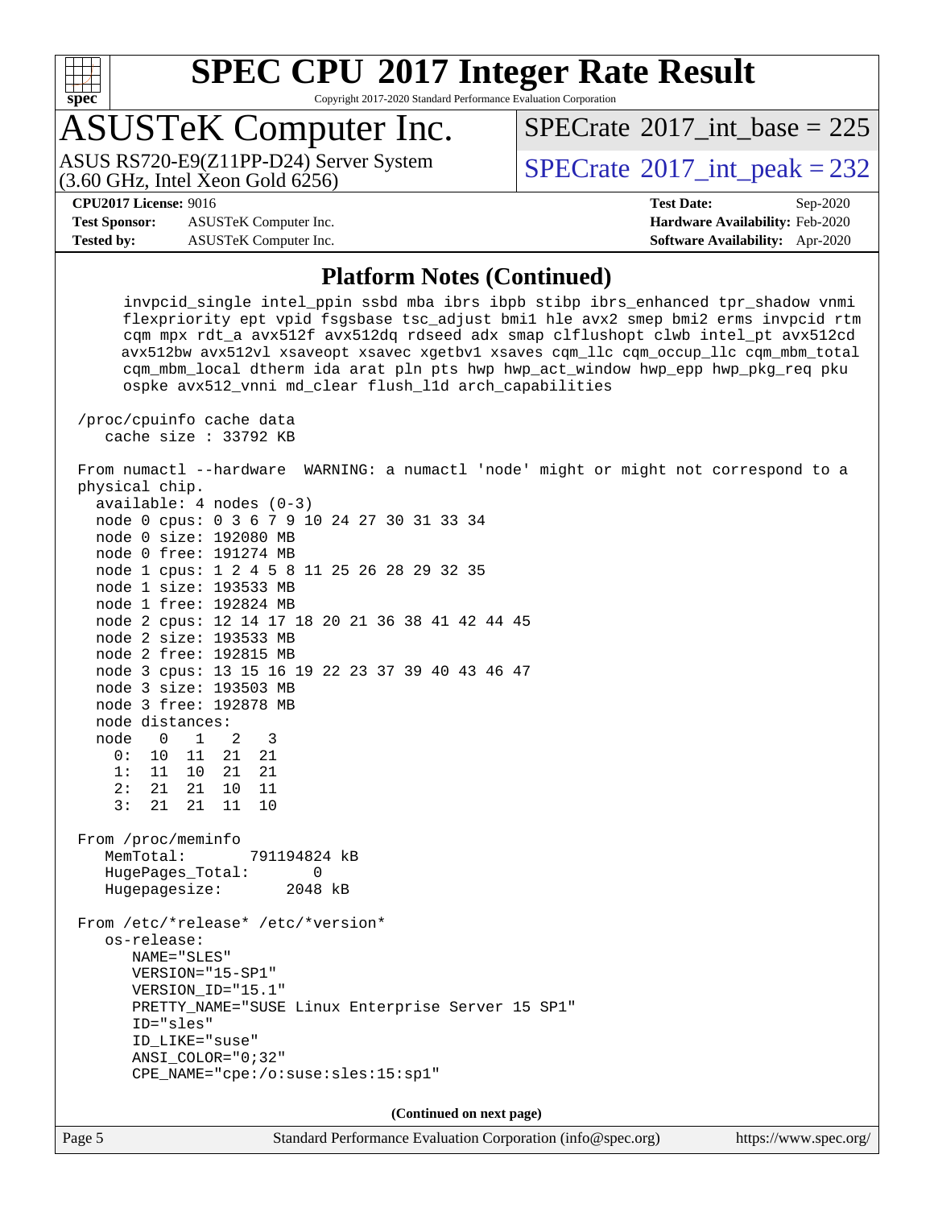## Platform Notes (Continued)

```
      invpcid_single intel_ppin ssbd mba ibrs ibpb stibp ibrs_enhanced tpr_shadow vnmi
      flexpriority ept vpid fsgsbase tsc_adjust bmi1 hle avx2 smep bmi2 erms invpcid rtm
      cqm mpx rdt_a avx512f avx512dq rdseed adx smap clflushopt clwb intel_pt avx512cd
      avx512bw avx512vl xsaveopt xsavec xgetbv1 xsaves cqm_llc cqm_occup_llc cqm_mbm_total
      cqm_mbm_local dtherm ida arat pln pts hwp hwp_act_window hwp_epp hwp_pkg_req pku
      ospke avx512_vnni md_clear flush_l1d arch_capabilities

 /proc/cpuinfo cache data
    cache size : 33792 KB

 From numactl --hardware  WARNING: a numactl 'node' might or might not correspond to a
 physical chip.
   available: 4 nodes (0-3)
   node 0 cpus: 0 3 6 7 9 10 24 27 30 31 33 34
   node 0 size: 192080 MB
   node 0 free: 191274 MB
   node 1 cpus: 1 2 4 5 8 11 25 26 28 29 32 35
   node 1 size: 193533 MB
   node 1 free: 192824 MB
   node 2 cpus: 12 14 17 18 20 21 36 38 41 42 44 45
   node 2 size: 193533 MB
   node 2 free: 192815 MB
   node 3 cpus: 13 15 16 19 22 23 37 39 40 43 46 47
   node 3 size: 193503 MB
   node 3 free: 192878 MB
   node distances:
   node   0   1   2   3
     0:  10  11  21  21
     1:  11  10  21  21
     2:  21  21  10  11
     3:  21  21  11  10

 From /proc/meminfo
    MemTotal:       791194824 kB
    HugePages_Total:       0
    Hugepagesize:       2048 kB

 From /etc/*release* /etc/*version*
    os-release:
       NAME="SLES"
       VERSION="15-SP1"
       VERSION_ID="15.1"
       PRETTY_NAME="SUSE Linux Enterprise Server 15 SP1"
       ID="sles"
       ID_LIKE="suse"
       ANSI_COLOR="0;32"
       CPE_NAME="cpe:/o:suse:sles:15:sp1"
```

**(Continued on next page)**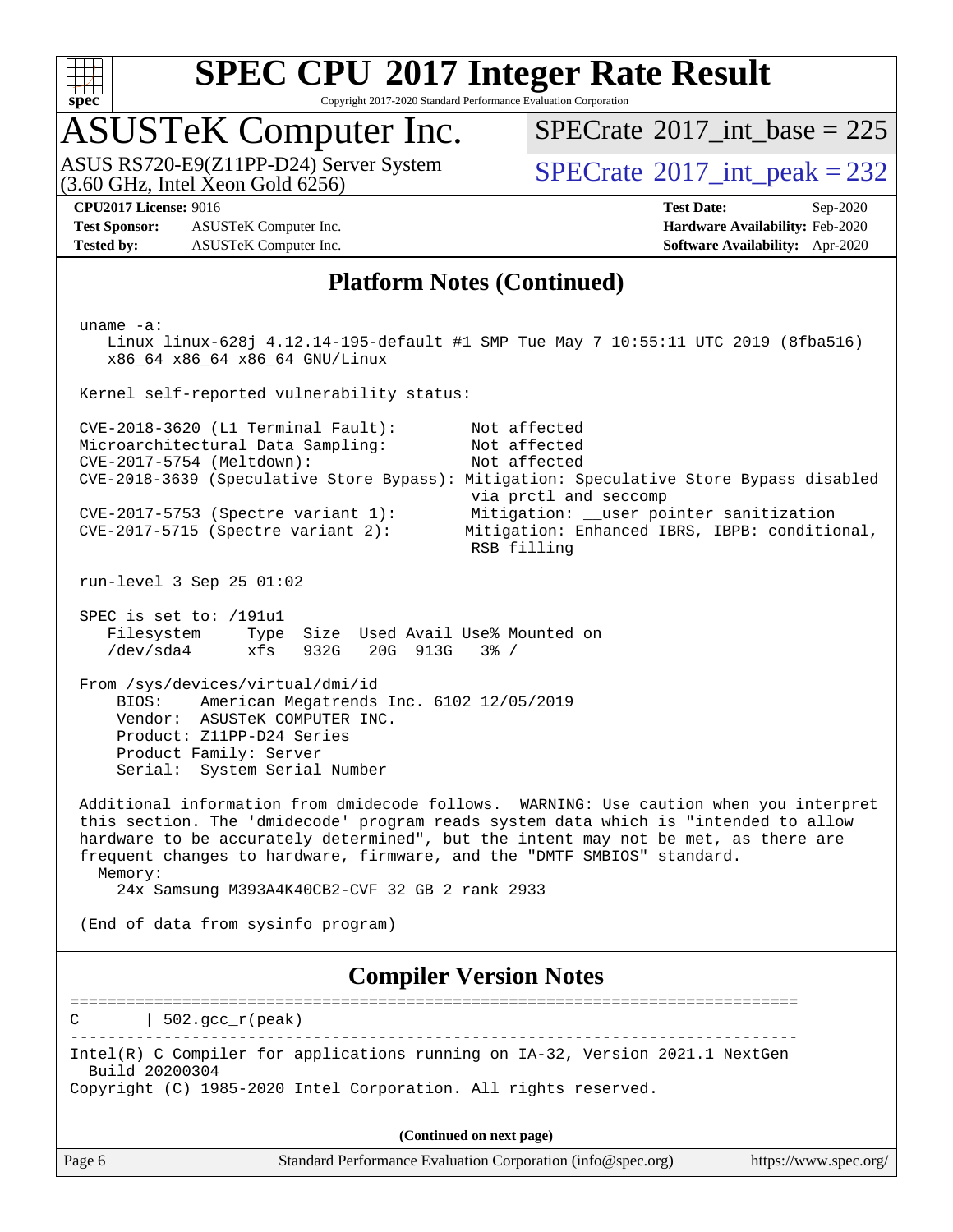## Platform Notes (Continued)

```
 uname -a:
    Linux linux-628j 4.12.14-195-default #1 SMP Tue May 7 10:55:11 UTC 2019 (8fba516)
    x86_64 x86_64 x86_64 GNU/Linux

 Kernel self-reported vulnerability status:

 CVE-2018-3620 (L1 Terminal Fault):        Not affected
 Microarchitectural Data Sampling:         Not affected
 CVE-2017-5754 (Meltdown):                 Not affected
 CVE-2018-3639 (Speculative Store Bypass): Mitigation: Speculative Store Bypass disabled
                                           via prctl and seccomp
 CVE-2017-5753 (Spectre variant 1):        Mitigation: __user pointer sanitization
 CVE-2017-5715 (Spectre variant 2):        Mitigation: Enhanced IBRS, IBPB: conditional,
                                           RSB filling

 run-level 3 Sep 25 01:02

 SPEC is set to: /191u1
    Filesystem     Type  Size  Used Avail Use% Mounted on
    /dev/sda4      xfs   932G   20G  913G   3% /

 From /sys/devices/virtual/dmi/id
     BIOS:    American Megatrends Inc. 6102 12/05/2019
     Vendor:  ASUSTeK COMPUTER INC.
     Product: Z11PP-D24 Series
     Product Family: Server
     Serial:  System Serial Number

 Additional information from dmidecode follows.  WARNING: Use caution when you interpret
 this section. The 'dmidecode' program reads system data which is "intended to allow
 hardware to be accurately determined", but the intent may not be met, as there are
 frequent changes to hardware, firmware, and the "DMTF SMBIOS" standard.
   Memory:
     24x Samsung M393A4K40CB2-CVF 32 GB 2 rank 2933

 (End of data from sysinfo program)
```

## Compiler Version Notes

```
==============================================================================
C       | 502.gcc_r(peak)
------------------------------------------------------------------------------
Intel(R) C Compiler for applications running on IA-32, Version 2021.1 NextGen
  Build 20200304
Copyright (C) 1985-2020 Intel Corporation. All rights reserved.
```

(Continued on next page)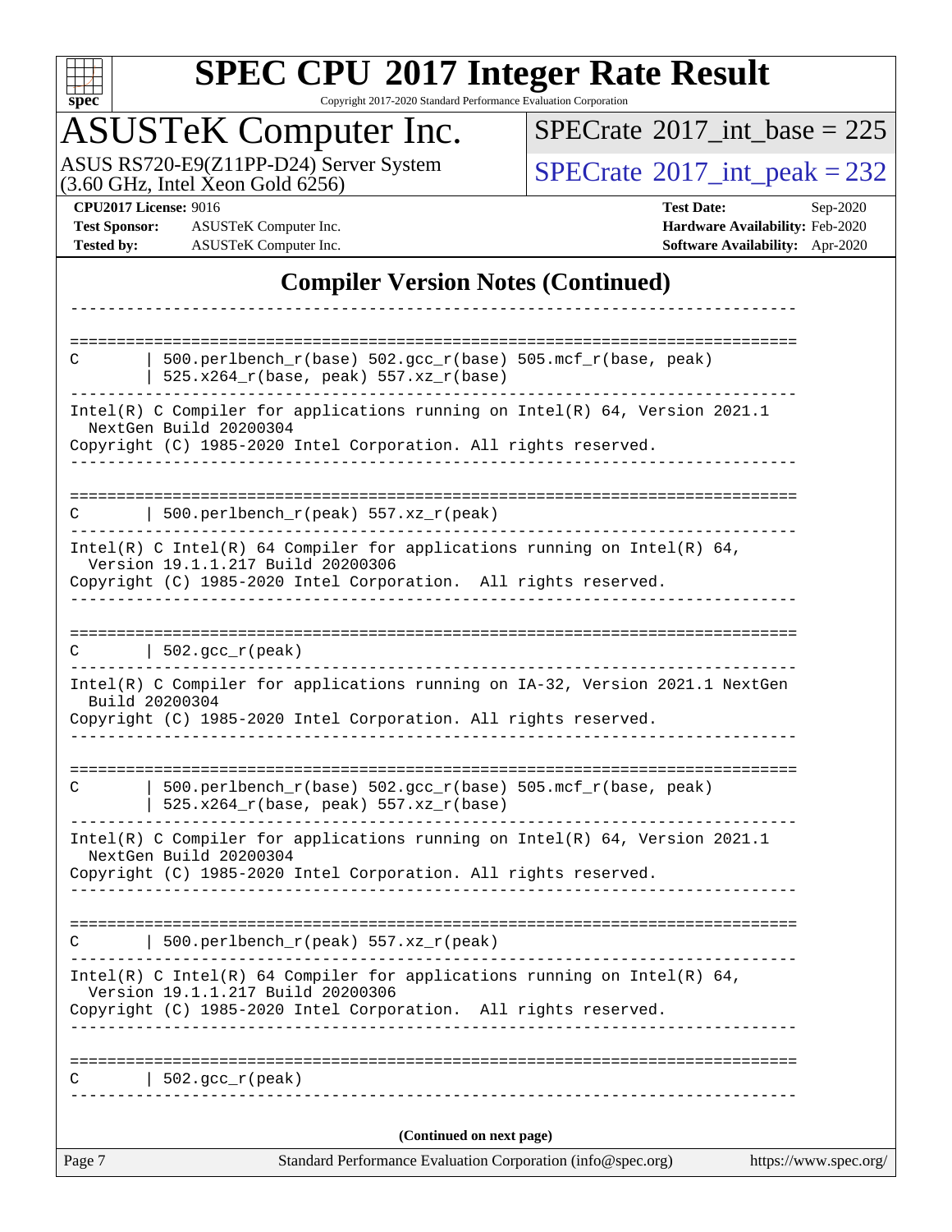# SPEC CPU 2017 Integer Rate Result

Copyright 2017-2020 Standard Performance Evaluation Corporation

## ASUSTeK Computer Inc.

ASUS RS720-E9(Z11PP-D24) Server System
(3.60 GHz, Intel Xeon Gold 6256)

SPECrate 2017_int_base = 225

SPECrate 2017_int_peak = 232

**CPU2017 License:** 9016
**Test Sponsor:** ASUSTeK Computer Inc.
**Tested by:** ASUSTeK Computer Inc.

**Test Date:** Sep-2020
**Hardware Availability:** Feb-2020
**Software Availability:** Apr-2020

## Compiler Version Notes (Continued)

```
------------------------------------------------------------------------------

==============================================================================
C       | 500.perlbench_r(base) 502.gcc_r(base) 505.mcf_r(base, peak)
        | 525.x264_r(base, peak) 557.xz_r(base)
------------------------------------------------------------------------------
Intel(R) C Compiler for applications running on Intel(R) 64, Version 2021.1
  NextGen Build 20200304
Copyright (C) 1985-2020 Intel Corporation. All rights reserved.
------------------------------------------------------------------------------

==============================================================================
C       | 500.perlbench_r(peak) 557.xz_r(peak)
------------------------------------------------------------------------------
Intel(R) C Intel(R) 64 Compiler for applications running on Intel(R) 64,
  Version 19.1.1.217 Build 20200306
Copyright (C) 1985-2020 Intel Corporation.  All rights reserved.
------------------------------------------------------------------------------

==============================================================================
C       | 502.gcc_r(peak)
------------------------------------------------------------------------------
Intel(R) C Compiler for applications running on IA-32, Version 2021.1 NextGen
  Build 20200304
Copyright (C) 1985-2020 Intel Corporation. All rights reserved.
------------------------------------------------------------------------------

==============================================================================
C       | 500.perlbench_r(base) 502.gcc_r(base) 505.mcf_r(base, peak)
        | 525.x264_r(base, peak) 557.xz_r(base)
------------------------------------------------------------------------------
Intel(R) C Compiler for applications running on Intel(R) 64, Version 2021.1
  NextGen Build 20200304
Copyright (C) 1985-2020 Intel Corporation. All rights reserved.
------------------------------------------------------------------------------

==============================================================================
C       | 500.perlbench_r(peak) 557.xz_r(peak)
------------------------------------------------------------------------------
Intel(R) C Intel(R) 64 Compiler for applications running on Intel(R) 64,
  Version 19.1.1.217 Build 20200306
Copyright (C) 1985-2020 Intel Corporation.  All rights reserved.
------------------------------------------------------------------------------

==============================================================================
C       | 502.gcc_r(peak)
------------------------------------------------------------------------------
```

**(Continued on next page)**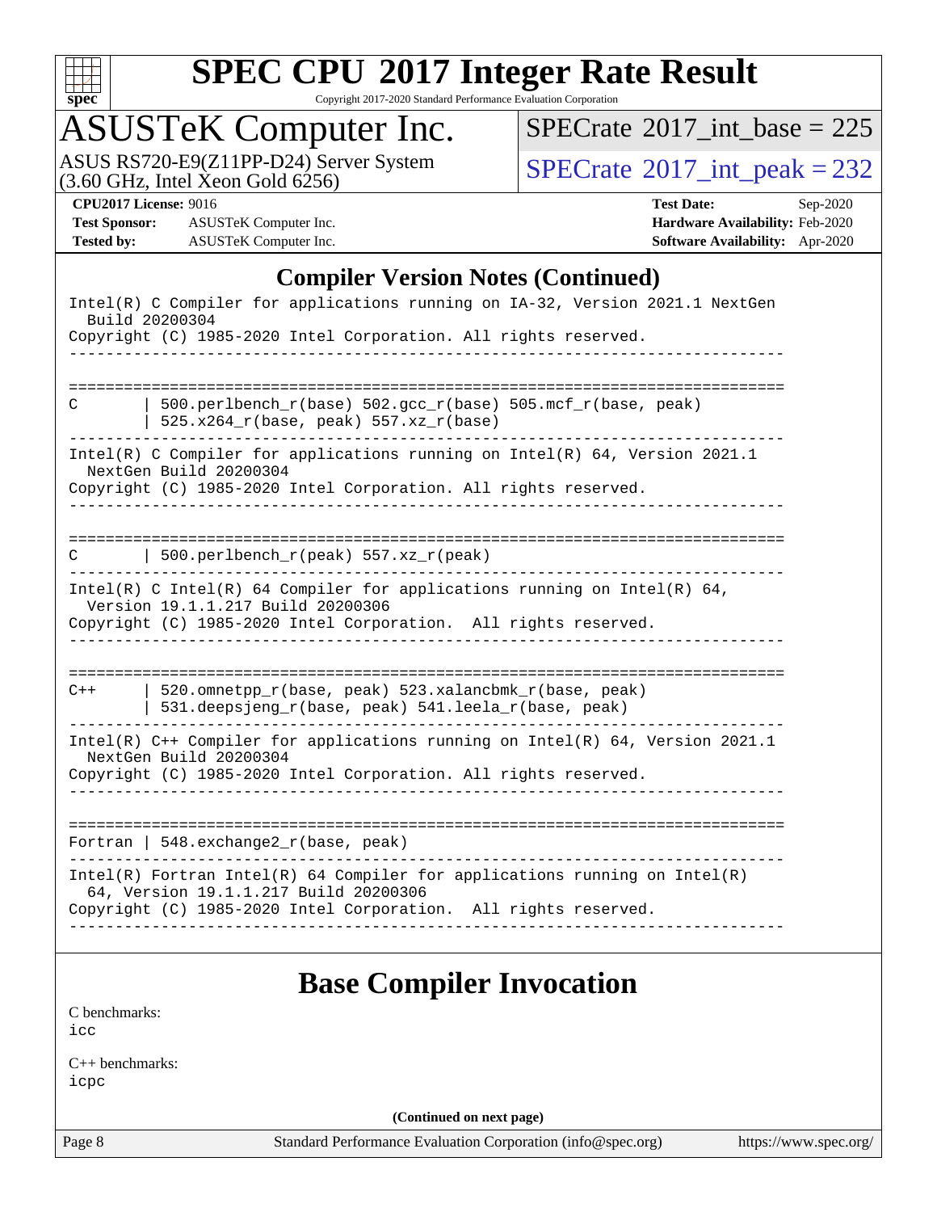## Compiler Version Notes (Continued)

```
Intel(R) C Compiler for applications running on IA-32, Version 2021.1 NextGen
  Build 20200304
Copyright (C) 1985-2020 Intel Corporation. All rights reserved.
------------------------------------------------------------------------------

==============================================================================
C       | 500.perlbench_r(base) 502.gcc_r(base) 505.mcf_r(base, peak)
        | 525.x264_r(base, peak) 557.xz_r(base)
------------------------------------------------------------------------------
Intel(R) C Compiler for applications running on Intel(R) 64, Version 2021.1
  NextGen Build 20200304
Copyright (C) 1985-2020 Intel Corporation. All rights reserved.
------------------------------------------------------------------------------

==============================================================================
C       | 500.perlbench_r(peak) 557.xz_r(peak)
------------------------------------------------------------------------------
Intel(R) C Intel(R) 64 Compiler for applications running on Intel(R) 64,
  Version 19.1.1.217 Build 20200306
Copyright (C) 1985-2020 Intel Corporation.  All rights reserved.
------------------------------------------------------------------------------

==============================================================================
C++     | 520.omnetpp_r(base, peak) 523.xalancbmk_r(base, peak)
        | 531.deepsjeng_r(base, peak) 541.leela_r(base, peak)
------------------------------------------------------------------------------
Intel(R) C++ Compiler for applications running on Intel(R) 64, Version 2021.1
  NextGen Build 20200304
Copyright (C) 1985-2020 Intel Corporation. All rights reserved.
------------------------------------------------------------------------------

==============================================================================
Fortran | 548.exchange2_r(base, peak)
------------------------------------------------------------------------------
Intel(R) Fortran Intel(R) 64 Compiler for applications running on Intel(R)
  64, Version 19.1.1.217 Build 20200306
Copyright (C) 1985-2020 Intel Corporation.  All rights reserved.
------------------------------------------------------------------------------
```

## Base Compiler Invocation

C benchmarks:
icc

C++ benchmarks:
icpc

**(Continued on next page)**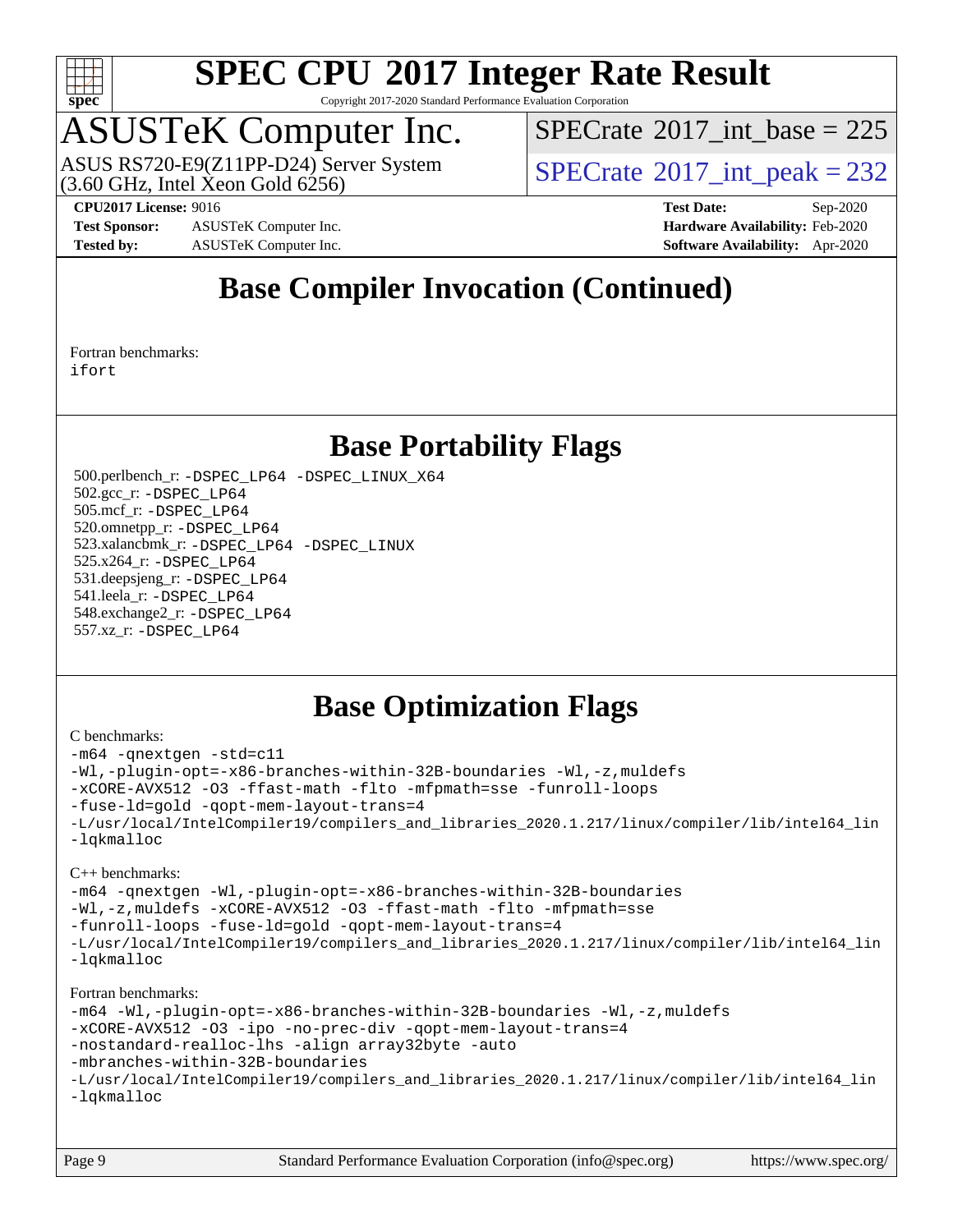# Base Compiler Invocation (Continued)

Fortran benchmarks:
ifort

# Base Portability Flags

500.perlbench_r: -DSPEC_LP64 -DSPEC_LINUX_X64
502.gcc_r: -DSPEC_LP64
505.mcf_r: -DSPEC_LP64
520.omnetpp_r: -DSPEC_LP64
523.xalancbmk_r: -DSPEC_LP64 -DSPEC_LINUX
525.x264_r: -DSPEC_LP64
531.deepsjeng_r: -DSPEC_LP64
541.leela_r: -DSPEC_LP64
548.exchange2_r: -DSPEC_LP64
557.xz_r: -DSPEC_LP64

# Base Optimization Flags

C benchmarks:

```
-m64 -qnextgen -std=c11
-Wl,-plugin-opt=-x86-branches-within-32B-boundaries -Wl,-z,muldefs
-xCORE-AVX512 -O3 -ffast-math -flto -mfpmath=sse -funroll-loops
-fuse-ld=gold -qopt-mem-layout-trans=4
-L/usr/local/IntelCompiler19/compilers_and_libraries_2020.1.217/linux/compiler/lib/intel64_lin
-lqkmalloc
```

C++ benchmarks:

```
-m64 -qnextgen -Wl,-plugin-opt=-x86-branches-within-32B-boundaries
-Wl,-z,muldefs -xCORE-AVX512 -O3 -ffast-math -flto -mfpmath=sse
-funroll-loops -fuse-ld=gold -qopt-mem-layout-trans=4
-L/usr/local/IntelCompiler19/compilers_and_libraries_2020.1.217/linux/compiler/lib/intel64_lin
-lqkmalloc
```

Fortran benchmarks:

```
-m64 -Wl,-plugin-opt=-x86-branches-within-32B-boundaries -Wl,-z,muldefs
-xCORE-AVX512 -O3 -ipo -no-prec-div -qopt-mem-layout-trans=4
-nostandard-realloc-lhs -align array32byte -auto
-mbranches-within-32B-boundaries
-L/usr/local/IntelCompiler19/compilers_and_libraries_2020.1.217/linux/compiler/lib/intel64_lin
-lqkmalloc
```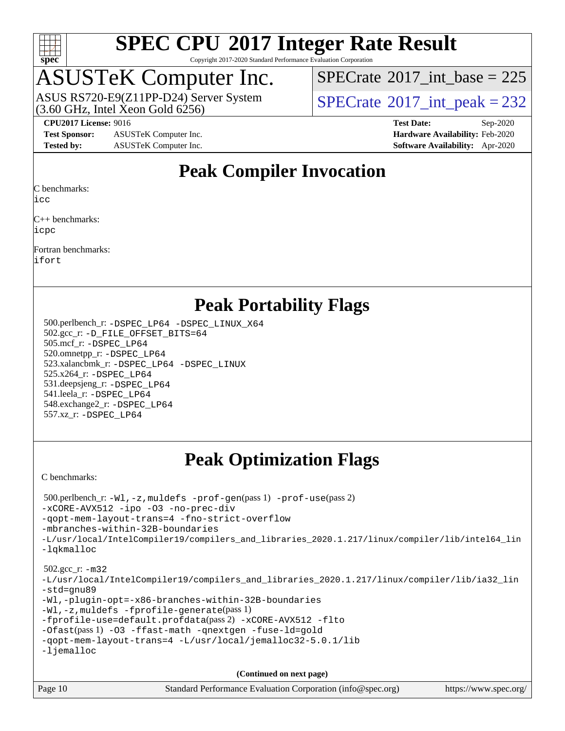# SPEC CPU 2017 Integer Rate Result

Copyright 2017-2020 Standard Performance Evaluation Corporation

## ASUSTeK Computer Inc.

ASUS RS720-E9(Z11PP-D24) Server System (3.60 GHz, Intel Xeon Gold 6256)

SPECrate 2017_int_base = 225

SPECrate 2017_int_peak = 232

**CPU2017 License:** 9016
**Test Sponsor:** ASUSTeK Computer Inc.
**Tested by:** ASUSTeK Computer Inc.

**Test Date:** Sep-2020
**Hardware Availability:** Feb-2020
**Software Availability:** Apr-2020

## Peak Compiler Invocation

C benchmarks:
icc

C++ benchmarks:
icpc

Fortran benchmarks:
ifort

## Peak Portability Flags

500.perlbench_r: -DSPEC_LP64 -DSPEC_LINUX_X64
502.gcc_r: -D_FILE_OFFSET_BITS=64
505.mcf_r: -DSPEC_LP64
520.omnetpp_r: -DSPEC_LP64
523.xalancbmk_r: -DSPEC_LP64 -DSPEC_LINUX
525.x264_r: -DSPEC_LP64
531.deepsjeng_r: -DSPEC_LP64
541.leela_r: -DSPEC_LP64
548.exchange2_r: -DSPEC_LP64
557.xz_r: -DSPEC_LP64

## Peak Optimization Flags

C benchmarks:

500.perlbench_r: -Wl,-z,muldefs -prof-gen(pass 1) -prof-use(pass 2)
-xCORE-AVX512 -ipo -O3 -no-prec-div
-qopt-mem-layout-trans=4 -fno-strict-overflow
-mbranches-within-32B-boundaries
-L/usr/local/IntelCompiler19/compilers_and_libraries_2020.1.217/linux/compiler/lib/intel64_lin
-lqkmalloc

502.gcc_r: -m32
-L/usr/local/IntelCompiler19/compilers_and_libraries_2020.1.217/linux/compiler/lib/ia32_lin
-std=gnu89
-Wl,-plugin-opt=-x86-branches-within-32B-boundaries
-Wl,-z,muldefs -fprofile-generate(pass 1)
-fprofile-use=default.profdata(pass 2) -xCORE-AVX512 -flto
-Ofast(pass 1) -O3 -ffast-math -qnextgen -fuse-ld=gold
-qopt-mem-layout-trans=4 -L/usr/local/jemalloc32-5.0.1/lib
-ljemalloc

**(Continued on next page)**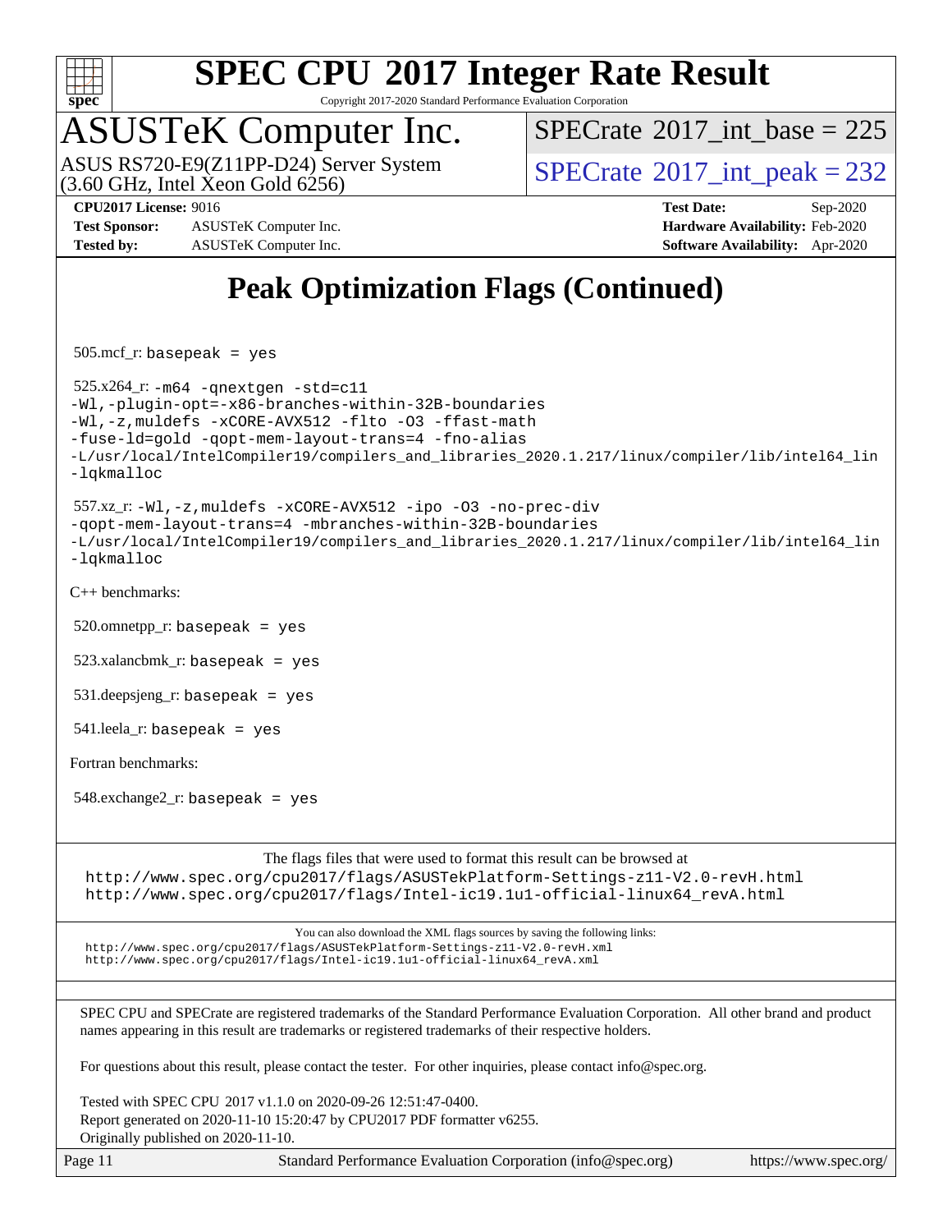# SPEC CPU 2017 Integer Rate Result

Copyright 2017-2020 Standard Performance Evaluation Corporation

## ASUSTeK Computer Inc.

ASUS RS720-E9(Z11PP-D24) Server System (3.60 GHz, Intel Xeon Gold 6256)

SPECrate 2017_int_base = 225

SPECrate 2017_int_peak = 232

**CPU2017 License:** 9016
**Test Sponsor:** ASUSTeK Computer Inc.
**Tested by:** ASUSTeK Computer Inc.

**Test Date:** Sep-2020
**Hardware Availability:** Feb-2020
**Software Availability:** Apr-2020

# Peak Optimization Flags (Continued)

505.mcf_r: `basepeak = yes`

525.x264_r:
```
-m64 -qnextgen -std=c11
-Wl,-plugin-opt=-x86-branches-within-32B-boundaries
-Wl,-z,muldefs -xCORE-AVX512 -flto -O3 -ffast-math
-fuse-ld=gold -qopt-mem-layout-trans=4 -fno-alias
-L/usr/local/IntelCompiler19/compilers_and_libraries_2020.1.217/linux/compiler/lib/intel64_lin
-lqkmalloc
```

557.xz_r:
```
-Wl,-z,muldefs -xCORE-AVX512 -ipo -O3 -no-prec-div
-qopt-mem-layout-trans=4 -mbranches-within-32B-boundaries
-L/usr/local/IntelCompiler19/compilers_and_libraries_2020.1.217/linux/compiler/lib/intel64_lin
-lqkmalloc
```

C++ benchmarks:

520.omnetpp_r: `basepeak = yes`

523.xalancbmk_r: `basepeak = yes`

531.deepsjeng_r: `basepeak = yes`

541.leela_r: `basepeak = yes`

Fortran benchmarks:

548.exchange2_r: `basepeak = yes`

The flags files that were used to format this result can be browsed at
http://www.spec.org/cpu2017/flags/ASUSTekPlatform-Settings-z11-V2.0-revH.html
http://www.spec.org/cpu2017/flags/Intel-ic19.1u1-official-linux64_revA.html

You can also download the XML flags sources by saving the following links:
http://www.spec.org/cpu2017/flags/ASUSTekPlatform-Settings-z11-V2.0-revH.xml
http://www.spec.org/cpu2017/flags/Intel-ic19.1u1-official-linux64_revA.xml

SPEC CPU and SPECrate are registered trademarks of the Standard Performance Evaluation Corporation. All other brand and product names appearing in this result are trademarks or registered trademarks of their respective holders.

For questions about this result, please contact the tester. For other inquiries, please contact info@spec.org.

Tested with SPEC CPU 2017 v1.1.0 on 2020-09-26 12:51:47-0400.
Report generated on 2020-11-10 15:20:47 by CPU2017 PDF formatter v6255.
Originally published on 2020-11-10.